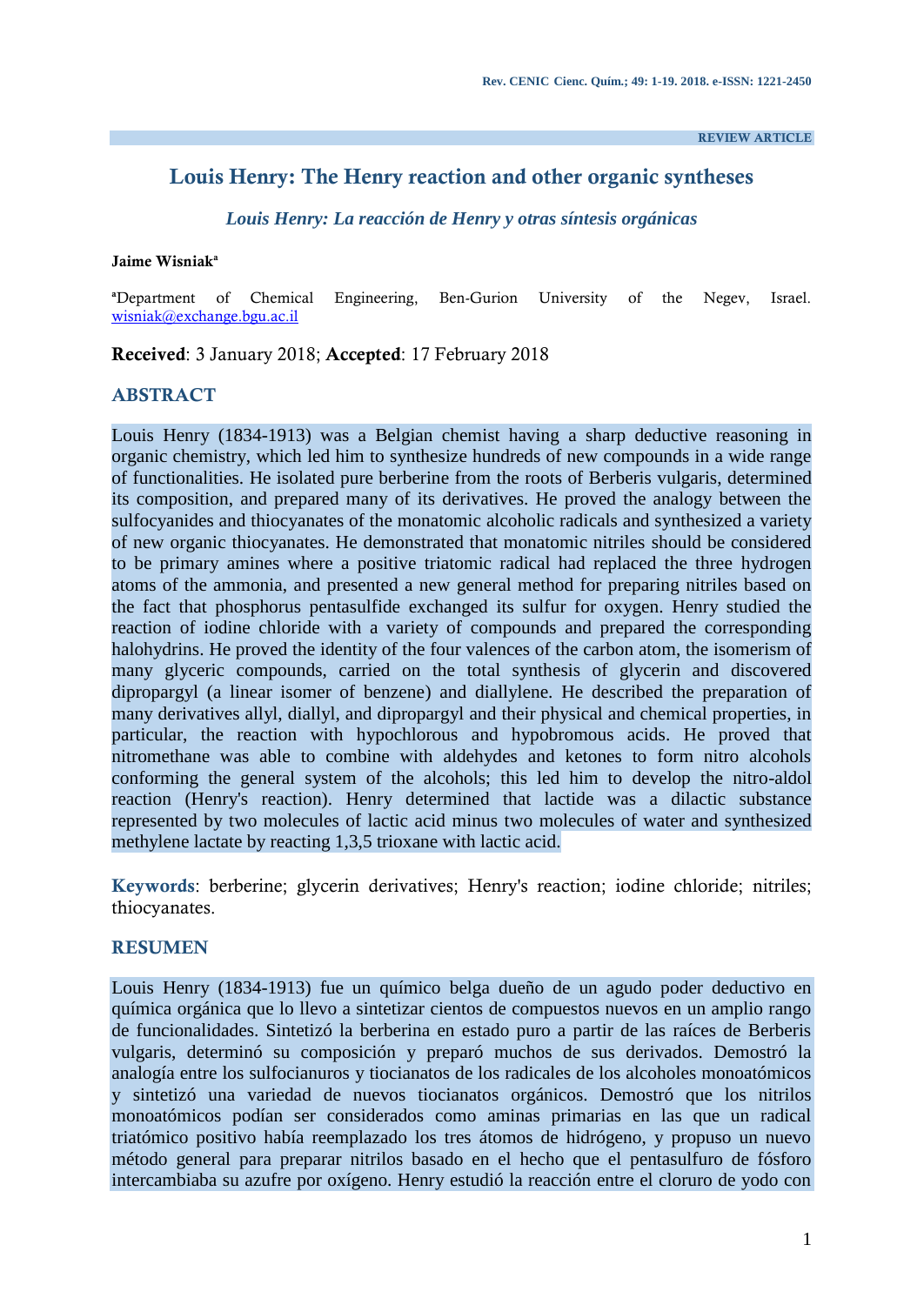REVIEW ARTICLE

# Louis Henry: The Henry reaction and other organic syntheses

### *Louis Henry: La reacción de Henry y otras síntesis orgánicas*

**Jaime Wisniak**[a]

[a]Department of Chemical Engineering, Ben-Gurion University of the Negev, Israel. wisniak@exchange.bgu.ac.il

**Received**: 3 January 2018; **Accepted**: 17 February 2018

## ABSTRACT

Louis Henry (1834-1913) was a Belgian chemist having a sharp deductive reasoning in organic chemistry, which led him to synthesize hundreds of new compounds in a wide range of functionalities. He isolated pure berberine from the roots of Berberis vulgaris, determined its composition, and prepared many of its derivatives. He proved the analogy between the sulfocyanides and thiocyanates of the monatomic alcoholic radicals and synthesized a variety of new organic thiocyanates. He demonstrated that monatomic nitriles should be considered to be primary amines where a positive triatomic radical had replaced the three hydrogen atoms of the ammonia, and presented a new general method for preparing nitriles based on the fact that phosphorus pentasulfide exchanged its sulfur for oxygen. Henry studied the reaction of iodine chloride with a variety of compounds and prepared the corresponding halohydrins. He proved the identity of the four valences of the carbon atom, the isomerism of many glyceric compounds, carried on the total synthesis of glycerin and discovered dipropargyl (a linear isomer of benzene) and diallylene. He described the preparation of many derivatives allyl, diallyl, and dipropargyl and their physical and chemical properties, in particular, the reaction with hypochlorous and hypobromous acids. He proved that nitromethane was able to combine with aldehydes and ketones to form nitro alcohols conforming the general system of the alcohols; this led him to develop the nitro-aldol reaction (Henry's reaction). Henry determined that lactide was a dilactic substance represented by two molecules of lactic acid minus two molecules of water and synthesized methylene lactate by reacting 1,3,5 trioxane with lactic acid.

**Keywords**: berberine; glycerin derivatives; Henry's reaction; iodine chloride; nitriles; thiocyanates.

## RESUMEN

Louis Henry (1834-1913) fue un químico belga dueño de un agudo poder deductivo en química orgánica que lo llevo a sintetizar cientos de compuestos nuevos en un amplio rango de funcionalidades. Sintetizó la berberina en estado puro a partir de las raíces de Berberis vulgaris, determinó su composición y preparó muchos de sus derivados. Demostró la analogía entre los sulfocianuros y tiocianatos de los radicales de los alcoholes monoatómicos y sintetizó una variedad de nuevos tiocianatos orgánicos. Demostró que los nitrilos monoatómicos podían ser considerados como aminas primarias en las que un radical triatómico positivo había reemplazado los tres átomos de hidrógeno, y propuso un nuevo método general para preparar nitrilos basado en el hecho que el pentasulfuro de fósforo intercambiaba su azufre por oxígeno. Henry estudió la reacción entre el cloruro de yodo con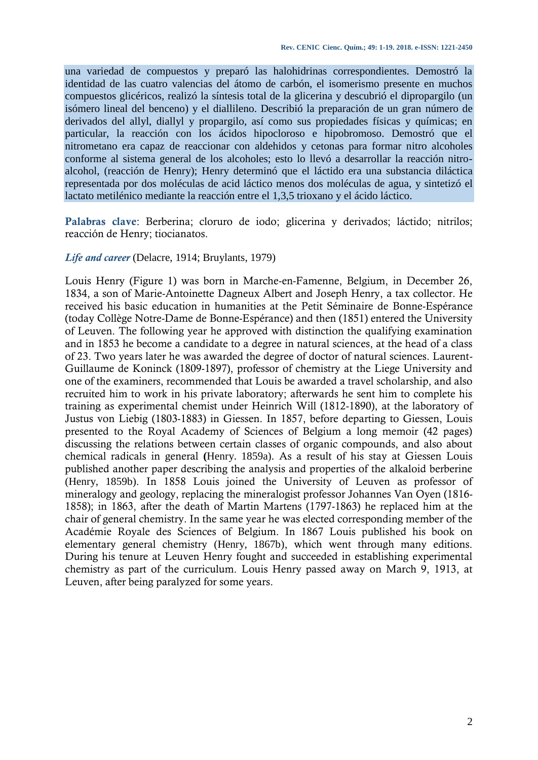una variedad de compuestos y preparó las halohidrinas correspondientes. Demostró la identidad de las cuatro valencias del átomo de carbón, el isomerismo presente en muchos compuestos glicéricos, realizó la síntesis total de la glicerina y descubrió el dipropargilo (un isómero lineal del benceno) y el diallileno. Describió la preparación de un gran número de derivados del allyl, diallyl y propargilo, así como sus propiedades físicas y químicas; en particular, la reacción con los ácidos hipocloroso e hipobromoso. Demostró que el nitrometano era capaz de reaccionar con aldehidos y cetonas para formar nitro alcoholes conforme al sistema general de los alcoholes; esto lo llevó a desarrollar la reacción nitro-alcohol, (reacción de Henry); Henry determinó que el láctido era una substancia diláctica representada por dos moléculas de acid láctico menos dos moléculas de agua, y sintetizó el lactato metilénico mediante la reacción entre el 1,3,5 trioxano y el ácido láctico.

**Palabras clave**: Berberina; cloruro de iodo; glicerina y derivados; láctido; nitrilos; reacción de Henry; tiocianatos.

***Life and career*** (Delacre, 1914; Bruylants, 1979)

Louis Henry (Figure 1) was born in Marche-en-Famenne, Belgium, in December 26, 1834, a son of Marie-Antoinette Dagneux Albert and Joseph Henry, a tax collector. He received his basic education in humanities at the Petit Séminaire de Bonne-Espérance (today Collège Notre-Dame de Bonne-Espérance) and then (1851) entered the University of Leuven. The following year he approved with distinction the qualifying examination and in 1853 he become a candidate to a degree in natural sciences, at the head of a class of 23. Two years later he was awarded the degree of doctor of natural sciences. Laurent-Guillaume de Koninck (1809-1897), professor of chemistry at the Liege University and one of the examiners, recommended that Louis be awarded a travel scholarship, and also recruited him to work in his private laboratory; afterwards he sent him to complete his training as experimental chemist under Heinrich Will (1812-1890), at the laboratory of Justus von Liebig (1803-1883) in Giessen. In 1857, before departing to Giessen, Louis presented to the Royal Academy of Sciences of Belgium a long memoir (42 pages) discussing the relations between certain classes of organic compounds, and also about chemical radicals in general **(**Henry. 1859a). As a result of his stay at Giessen Louis published another paper describing the analysis and properties of the alkaloid berberine (Henry, 1859b). In 1858 Louis joined the University of Leuven as professor of mineralogy and geology, replacing the mineralogist professor Johannes Van Oyen (1816-1858); in 1863, after the death of Martin Martens (1797-1863) he replaced him at the chair of general chemistry. In the same year he was elected corresponding member of the Académie Royale des Sciences of Belgium. In 1867 Louis published his book on elementary general chemistry (Henry, 1867b), which went through many editions. During his tenure at Leuven Henry fought and succeeded in establishing experimental chemistry as part of the curriculum. Louis Henry passed away on March 9, 1913, at Leuven, after being paralyzed for some years.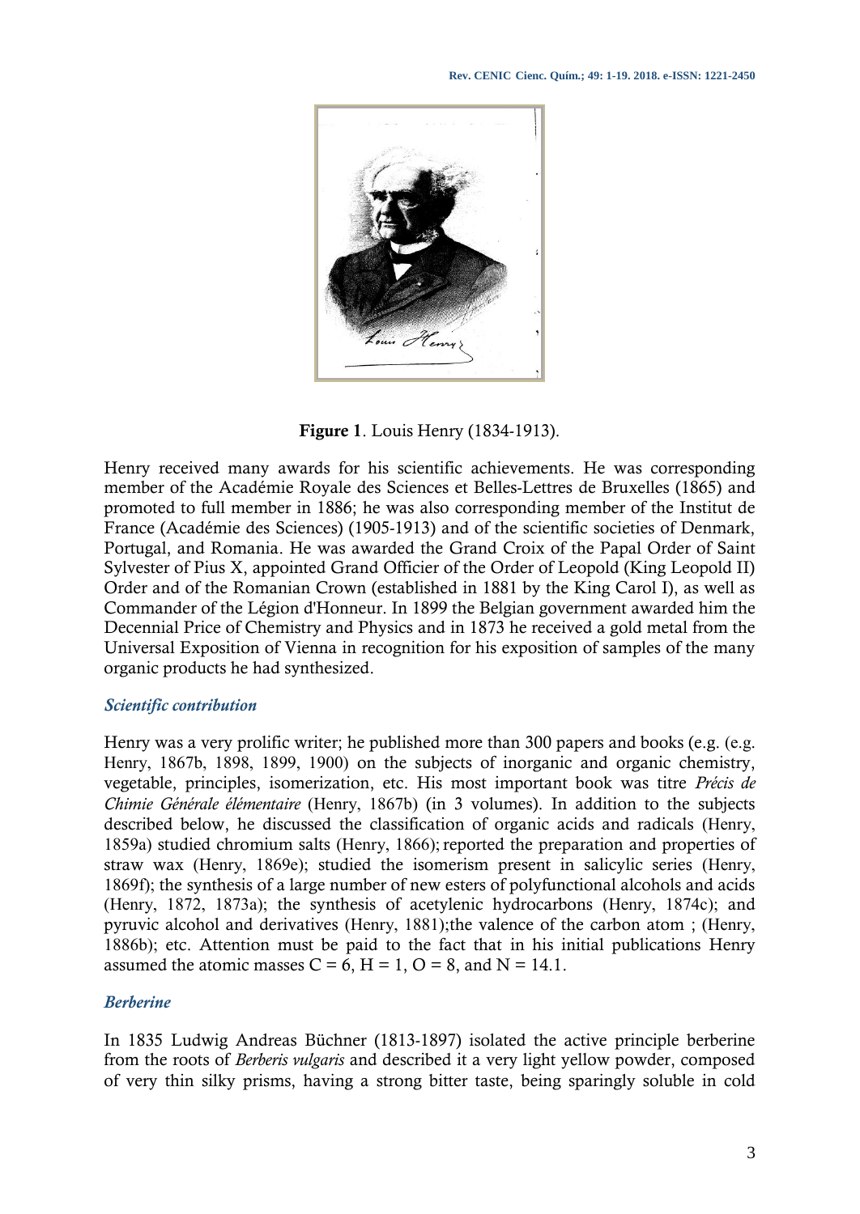**Figure 1**. Louis Henry (1834-1913).

Henry received many awards for his scientific achievements. He was corresponding member of the Académie Royale des Sciences et Belles-Lettres de Bruxelles (1865) and promoted to full member in 1886; he was also corresponding member of the Institut de France (Académie des Sciences) (1905-1913) and of the scientific societies of Denmark, Portugal, and Romania. He was awarded the Grand Croix of the Papal Order of Saint Sylvester of Pius X, appointed Grand Officier of the Order of Leopold (King Leopold II) Order and of the Romanian Crown (established in 1881 by the King Carol I), as well as Commander of the Légion d'Honneur. In 1899 the Belgian government awarded him the Decennial Price of Chemistry and Physics and in 1873 he received a gold metal from the Universal Exposition of Vienna in recognition for his exposition of samples of the many organic products he had synthesized.

### *Scientific contribution*

Henry was a very prolific writer; he published more than 300 papers and books (e.g. (e.g. Henry, 1867b, 1898, 1899, 1900) on the subjects of inorganic and organic chemistry, vegetable, principles, isomerization, etc. His most important book was titre *Précis de Chimie Générale élémentaire* (Henry, 1867b) (in 3 volumes). In addition to the subjects described below, he discussed the classification of organic acids and radicals (Henry, 1859a) studied chromium salts (Henry, 1866); reported the preparation and properties of straw wax (Henry, 1869e); studied the isomerism present in salicylic series (Henry, 1869f); the synthesis of a large number of new esters of polyfunctional alcohols and acids (Henry, 1872, 1873a); the synthesis of acetylenic hydrocarbons (Henry, 1874c); and pyruvic alcohol and derivatives (Henry, 1881);the valence of the carbon atom ; (Henry, 1886b); etc. Attention must be paid to the fact that in his initial publications Henry assumed the atomic masses C = 6, H = 1, O = 8, and N = 14.1.

### *Berberine*

In 1835 Ludwig Andreas Büchner (1813-1897) isolated the active principle berberine from the roots of *Berberis vulgaris* and described it a very light yellow powder, composed of very thin silky prisms, having a strong bitter taste, being sparingly soluble in cold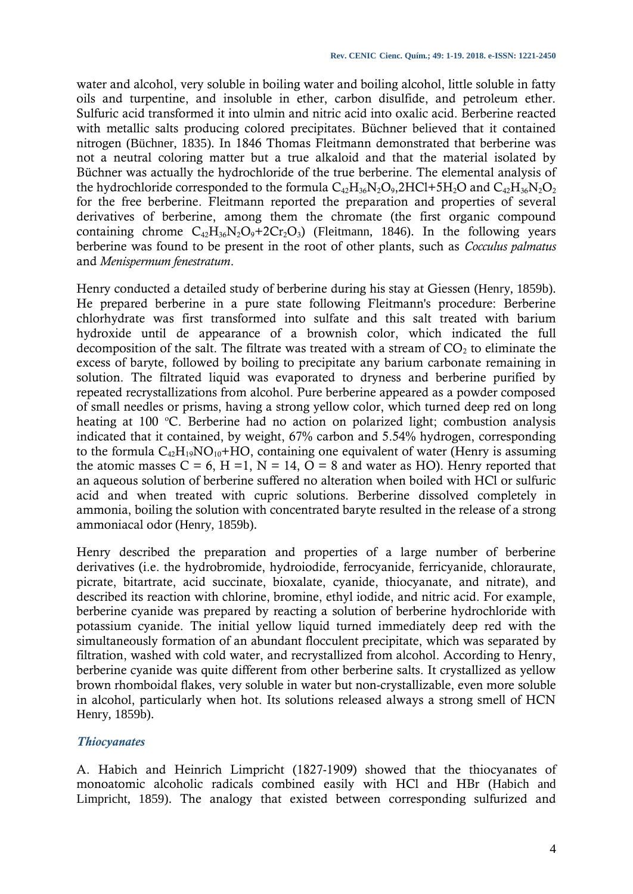water and alcohol, very soluble in boiling water and boiling alcohol, little soluble in fatty oils and turpentine, and insoluble in ether, carbon disulfide, and petroleum ether. Sulfuric acid transformed it into ulmin and nitric acid into oxalic acid. Berberine reacted with metallic salts producing colored precipitates. Büchner believed that it contained nitrogen (Büchner, 1835). In 1846 Thomas Fleitmann demonstrated that berberine was not a neutral coloring matter but a true alkaloid and that the material isolated by Büchner was actually the hydrochloride of the true berberine. The elemental analysis of the hydrochloride corresponded to the formula $C_{42}H_{36}N_2O_9$,2HCl+5$H_2O$ and $C_{42}H_{36}N_2O_2$ for the free berberine. Fleitmann reported the preparation and properties of several derivatives of berberine, among them the chromate (the first organic compound containing chrome $C_{42}H_{36}N_2O_9$+2$Cr_2O_3$) (Fleitmann, 1846). In the following years berberine was found to be present in the root of other plants, such as *Cocculus palmatus* and *Menispermum fenestratum*.

Henry conducted a detailed study of berberine during his stay at Giessen (Henry, 1859b). He prepared berberine in a pure state following Fleitmann's procedure: Berberine chlorhydrate was first transformed into sulfate and this salt treated with barium hydroxide until de appearance of a brownish color, which indicated the full decomposition of the salt. The filtrate was treated with a stream of $CO_2$ to eliminate the excess of baryte, followed by boiling to precipitate any barium carbonate remaining in solution. The filtrated liquid was evaporated to dryness and berberine purified by repeated recrystallizations from alcohol. Pure berberine appeared as a powder composed of small needles or prisms, having a strong yellow color, which turned deep red on long heating at 100 ºC. Berberine had no action on polarized light; combustion analysis indicated that it contained, by weight, 67% carbon and 5.54% hydrogen, corresponding to the formula $C_{42}H_{19}NO_{10}$+HO, containing one equivalent of water (Henry is assuming the atomic masses C = 6, H =1, N = 14, O = 8 and water as HO). Henry reported that an aqueous solution of berberine suffered no alteration when boiled with HCl or sulfuric acid and when treated with cupric solutions. Berberine dissolved completely in ammonia, boiling the solution with concentrated baryte resulted in the release of a strong ammoniacal odor (Henry, 1859b).

Henry described the preparation and properties of a large number of berberine derivatives (i.e. the hydrobromide, hydroiodide, ferrocyanide, ferricyanide, chloraurate, picrate, bitartrate, acid succinate, bioxalate, cyanide, thiocyanate, and nitrate), and described its reaction with chlorine, bromine, ethyl iodide, and nitric acid. For example, berberine cyanide was prepared by reacting a solution of berberine hydrochloride with potassium cyanide. The initial yellow liquid turned immediately deep red with the simultaneously formation of an abundant flocculent precipitate, which was separated by filtration, washed with cold water, and recrystallized from alcohol. According to Henry, berberine cyanide was quite different from other berberine salts. It crystallized as yellow brown rhomboidal flakes, very soluble in water but non-crystallizable, even more soluble in alcohol, particularly when hot. Its solutions released always a strong smell of HCN Henry, 1859b).

### *Thiocyanates*

A. Habich and Heinrich Limpricht (1827-1909) showed that the thiocyanates of monoatomic alcoholic radicals combined easily with HCl and HBr (Habich and Limpricht, 1859). The analogy that existed between corresponding sulfurized and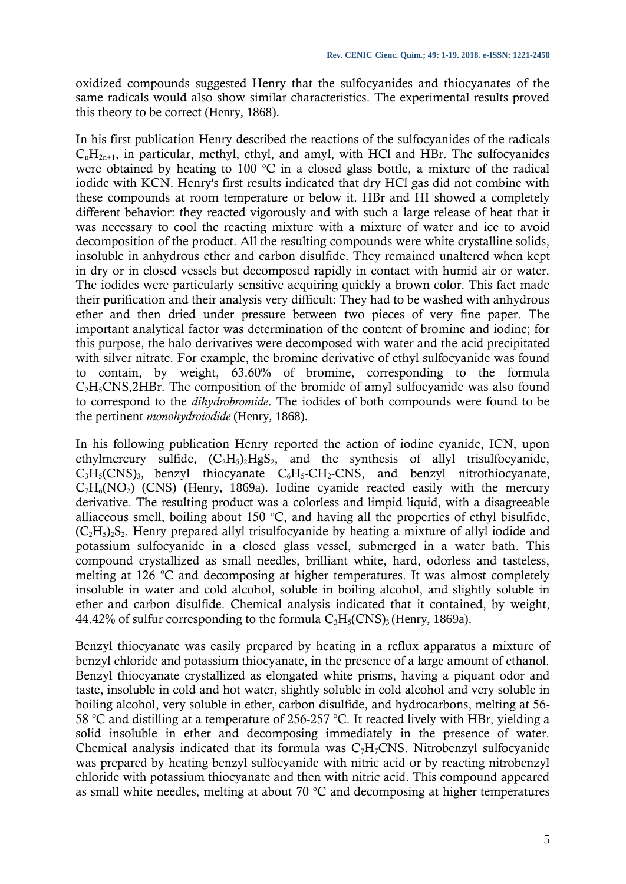oxidized compounds suggested Henry that the sulfocyanides and thiocyanates of the same radicals would also show similar characteristics. The experimental results proved this theory to be correct (Henry, 1868).

In his first publication Henry described the reactions of the sulfocyanides of the radicals $C_nH_{2n+1}$, in particular, methyl, ethyl, and amyl, with HCl and HBr. The sulfocyanides were obtained by heating to 100 ºC in a closed glass bottle, a mixture of the radical iodide with KCN. Henry's first results indicated that dry HCl gas did not combine with these compounds at room temperature or below it. HBr and HI showed a completely different behavior: they reacted vigorously and with such a large release of heat that it was necessary to cool the reacting mixture with a mixture of water and ice to avoid decomposition of the product. All the resulting compounds were white crystalline solids, insoluble in anhydrous ether and carbon disulfide. They remained unaltered when kept in dry or in closed vessels but decomposed rapidly in contact with humid air or water. The iodides were particularly sensitive acquiring quickly a brown color. This fact made their purification and their analysis very difficult: They had to be washed with anhydrous ether and then dried under pressure between two pieces of very fine paper. The important analytical factor was determination of the content of bromine and iodine; for this purpose, the halo derivatives were decomposed with water and the acid precipitated with silver nitrate. For example, the bromine derivative of ethyl sulfocyanide was found to contain, by weight, 63.60% of bromine, corresponding to the formula $C_2H_5CNS,2HBr$. The composition of the bromide of amyl sulfocyanide was also found to correspond to the *dihydrobromide*. The iodides of both compounds were found to be the pertinent *monohydroiodide* (Henry, 1868).

In his following publication Henry reported the action of iodine cyanide, ICN, upon ethylmercury sulfide, $(C_2H_5)_2HgS_2$, and the synthesis of allyl trisulfocyanide, $C_3H_5(CNS)_3$, benzyl thiocyanate $C_6H_5$-$CH_2$-CNS, and benzyl nitrothiocyanate, $C_7H_6(NO_2)$ (CNS) (Henry, 1869a). Iodine cyanide reacted easily with the mercury derivative. The resulting product was a colorless and limpid liquid, with a disagreeable alliaceous smell, boiling about 150 ºC, and having all the properties of ethyl bisulfide, $(C_2H_5)_2S_2$. Henry prepared allyl trisulfocyanide by heating a mixture of allyl iodide and potassium sulfocyanide in a closed glass vessel, submerged in a water bath. This compound crystallized as small needles, brilliant white, hard, odorless and tasteless, melting at 126 ºC and decomposing at higher temperatures. It was almost completely insoluble in water and cold alcohol, soluble in boiling alcohol, and slightly soluble in ether and carbon disulfide. Chemical analysis indicated that it contained, by weight, 44.42% of sulfur corresponding to the formula $C_3H_5(CNS)_3$ (Henry, 1869a).

Benzyl thiocyanate was easily prepared by heating in a reflux apparatus a mixture of benzyl chloride and potassium thiocyanate, in the presence of a large amount of ethanol. Benzyl thiocyanate crystallized as elongated white prisms, having a piquant odor and taste, insoluble in cold and hot water, slightly soluble in cold alcohol and very soluble in boiling alcohol, very soluble in ether, carbon disulfide, and hydrocarbons, melting at 56-58 ºC and distilling at a temperature of 256-257 ºC. It reacted lively with HBr, yielding a solid insoluble in ether and decomposing immediately in the presence of water. Chemical analysis indicated that its formula was $C_7H_7CNS$. Nitrobenzyl sulfocyanide was prepared by heating benzyl sulfocyanide with nitric acid or by reacting nitrobenzyl chloride with potassium thiocyanate and then with nitric acid. This compound appeared as small white needles, melting at about 70 ºC and decomposing at higher temperatures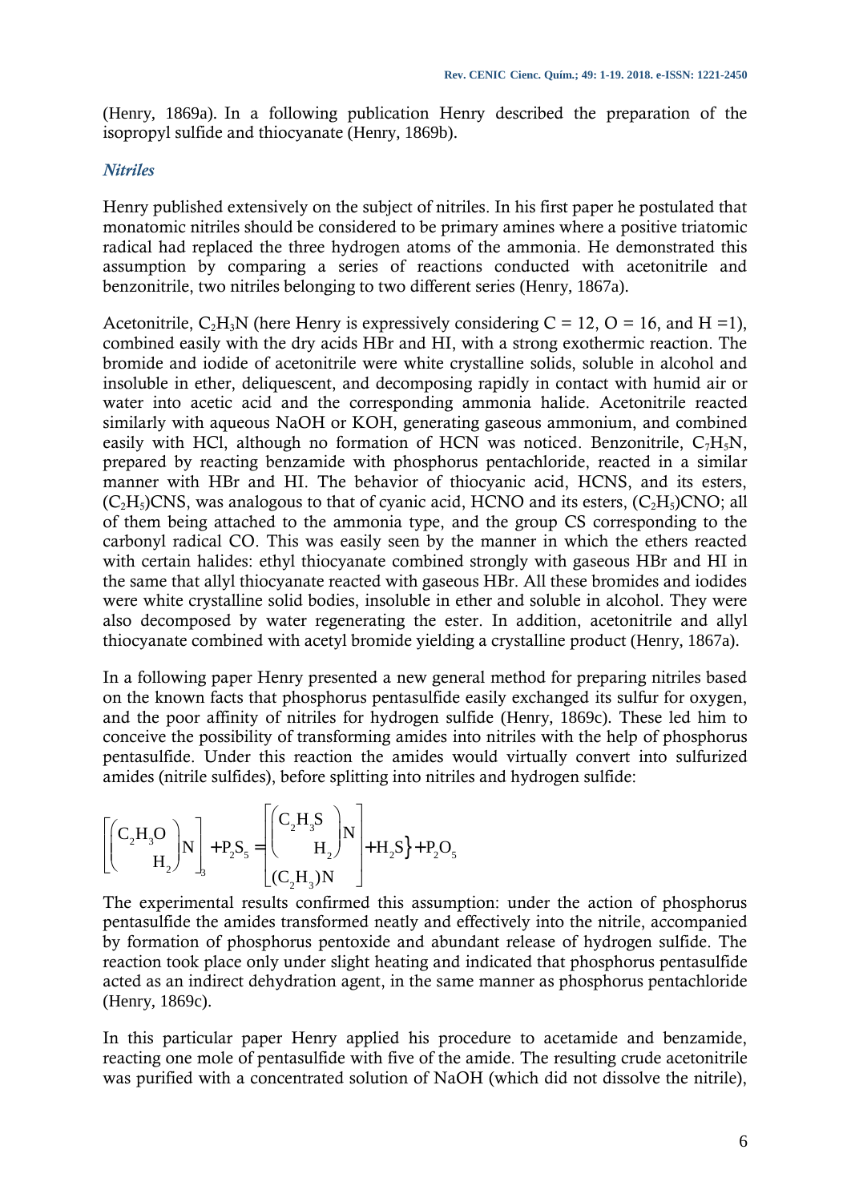(Henry, 1869a). In a following publication Henry described the preparation of the isopropyl sulfide and thiocyanate (Henry, 1869b).

### *Nitriles*

Henry published extensively on the subject of nitriles. In his first paper he postulated that monatomic nitriles should be considered to be primary amines where a positive triatomic radical had replaced the three hydrogen atoms of the ammonia. He demonstrated this assumption by comparing a series of reactions conducted with acetonitrile and benzonitrile, two nitriles belonging to two different series (Henry, 1867a).

Acetonitrile, $C_2H_3N$ (here Henry is expressively considering C = 12, O = 16, and H =1), combined easily with the dry acids HBr and HI, with a strong exothermic reaction. The bromide and iodide of acetonitrile were white crystalline solids, soluble in alcohol and insoluble in ether, deliquescent, and decomposing rapidly in contact with humid air or water into acetic acid and the corresponding ammonia halide. Acetonitrile reacted similarly with aqueous NaOH or KOH, generating gaseous ammonium, and combined easily with HCl, although no formation of HCN was noticed. Benzonitrile, $C_7H_5N$, prepared by reacting benzamide with phosphorus pentachloride, reacted in a similar manner with HBr and HI. The behavior of thiocyanic acid, HCNS, and its esters, $(C_2H_5)CNS$, was analogous to that of cyanic acid, HCNO and its esters, $(C_2H_5)CNO$; all of them being attached to the ammonia type, and the group CS corresponding to the carbonyl radical CO. This was easily seen by the manner in which the ethers reacted with certain halides: ethyl thiocyanate combined strongly with gaseous HBr and HI in the same that allyl thiocyanate reacted with gaseous HBr. All these bromides and iodides were white crystalline solid bodies, insoluble in ether and soluble in alcohol. They were also decomposed by water regenerating the ester. In addition, acetonitrile and allyl thiocyanate combined with acetyl bromide yielding a crystalline product (Henry, 1867a).

In a following paper Henry presented a new general method for preparing nitriles based on the known facts that phosphorus pentasulfide easily exchanged its sulfur for oxygen, and the poor affinity of nitriles for hydrogen sulfide (Henry, 1869c). These led him to conceive the possibility of transforming amides into nitriles with the help of phosphorus pentasulfide. Under this reaction the amides would virtually convert into sulfurized amides (nitrile sulfides), before splitting into nitriles and hydrogen sulfide:

$$\left[\left(\begin{matrix} C_2H_3O \\ H_2 \end{matrix}\right)N\right]_3 + P_2S_5 = \left.\left[\begin{matrix} \left(\begin{matrix} C_2H_3S \\ H_2 \end{matrix}\right)N \\ (C_2H_3)N \end{matrix}\right] + H_2S\right\} + P_2O_5$$

The experimental results confirmed this assumption: under the action of phosphorus pentasulfide the amides transformed neatly and effectively into the nitrile, accompanied by formation of phosphorus pentoxide and abundant release of hydrogen sulfide. The reaction took place only under slight heating and indicated that phosphorus pentasulfide acted as an indirect dehydration agent, in the same manner as phosphorus pentachloride (Henry, 1869c).

In this particular paper Henry applied his procedure to acetamide and benzamide, reacting one mole of pentasulfide with five of the amide. The resulting crude acetonitrile was purified with a concentrated solution of NaOH (which did not dissolve the nitrile),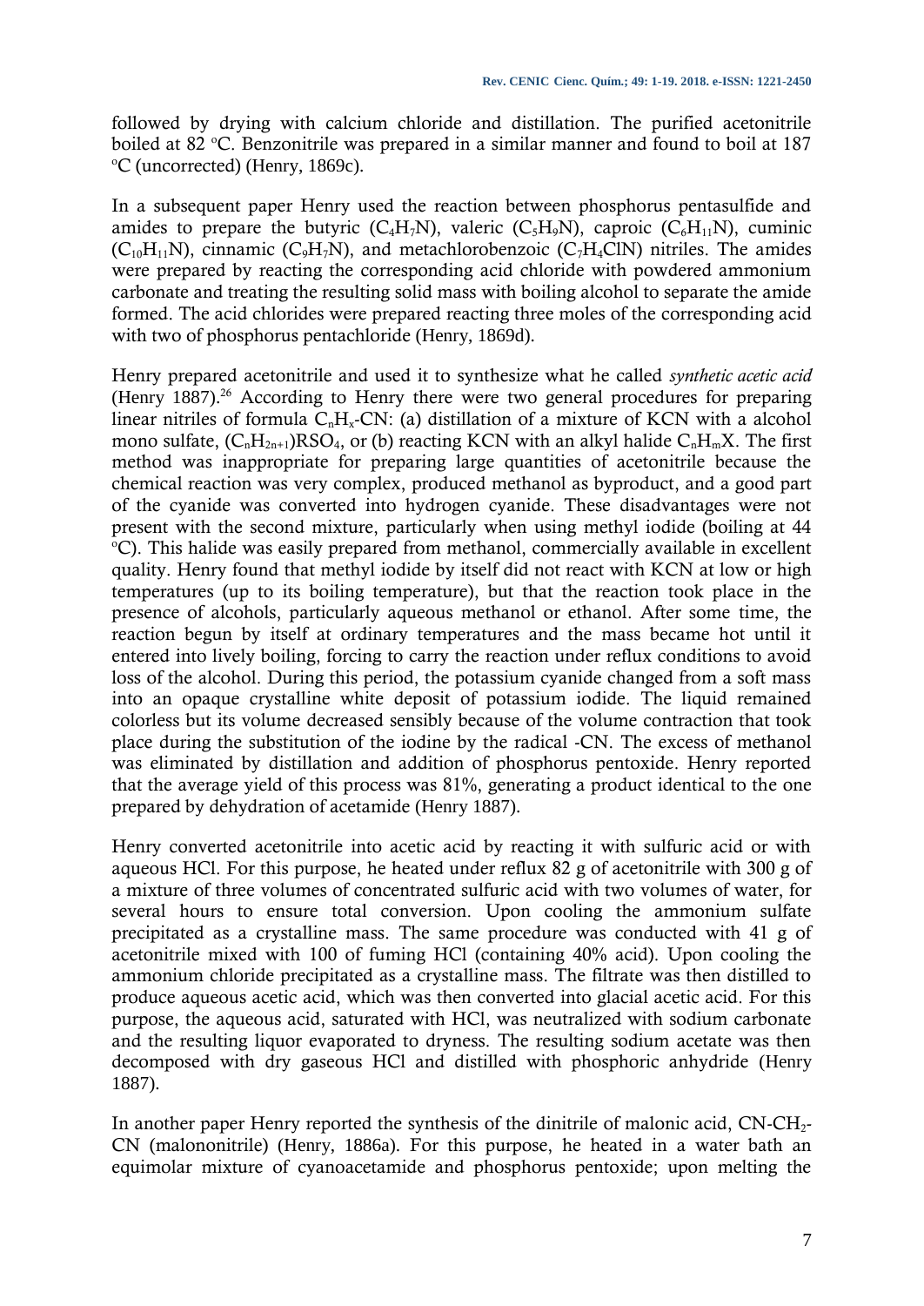followed by drying with calcium chloride and distillation. The purified acetonitrile boiled at 82 ºC. Benzonitrile was prepared in a similar manner and found to boil at 187 ºC (uncorrected) (Henry, 1869c).

In a subsequent paper Henry used the reaction between phosphorus pentasulfide and amides to prepare the butyric ($C_4H_7N$), valeric ($C_5H_9N$), caproic ($C_6H_{11}N$), cuminic ($C_{10}H_{11}N$), cinnamic ($C_9H_7N$), and metachlorobenzoic ($C_7H_4ClN$) nitriles. The amides were prepared by reacting the corresponding acid chloride with powdered ammonium carbonate and treating the resulting solid mass with boiling alcohol to separate the amide formed. The acid chlorides were prepared reacting three moles of the corresponding acid with two of phosphorus pentachloride (Henry, 1869d).

Henry prepared acetonitrile and used it to synthesize what he called *synthetic acetic acid* (Henry 1887).[26] According to Henry there were two general procedures for preparing linear nitriles of formula $C_nH_x$-CN: (a) distillation of a mixture of KCN with a alcohol mono sulfate, $(C_nH_{2n+1})RSO_4$, or (b) reacting KCN with an alkyl halide $C_nH_mX$. The first method was inappropriate for preparing large quantities of acetonitrile because the chemical reaction was very complex, produced methanol as byproduct, and a good part of the cyanide was converted into hydrogen cyanide. These disadvantages were not present with the second mixture, particularly when using methyl iodide (boiling at 44 ºC). This halide was easily prepared from methanol, commercially available in excellent quality. Henry found that methyl iodide by itself did not react with KCN at low or high temperatures (up to its boiling temperature), but that the reaction took place in the presence of alcohols, particularly aqueous methanol or ethanol. After some time, the reaction begun by itself at ordinary temperatures and the mass became hot until it entered into lively boiling, forcing to carry the reaction under reflux conditions to avoid loss of the alcohol. During this period, the potassium cyanide changed from a soft mass into an opaque crystalline white deposit of potassium iodide. The liquid remained colorless but its volume decreased sensibly because of the volume contraction that took place during the substitution of the iodine by the radical -CN. The excess of methanol was eliminated by distillation and addition of phosphorus pentoxide. Henry reported that the average yield of this process was 81%, generating a product identical to the one prepared by dehydration of acetamide (Henry 1887).

Henry converted acetonitrile into acetic acid by reacting it with sulfuric acid or with aqueous HCl. For this purpose, he heated under reflux 82 g of acetonitrile with 300 g of a mixture of three volumes of concentrated sulfuric acid with two volumes of water, for several hours to ensure total conversion. Upon cooling the ammonium sulfate precipitated as a crystalline mass. The same procedure was conducted with 41 g of acetonitrile mixed with 100 of fuming HCl (containing 40% acid). Upon cooling the ammonium chloride precipitated as a crystalline mass. The filtrate was then distilled to produce aqueous acetic acid, which was then converted into glacial acetic acid. For this purpose, the aqueous acid, saturated with HCl, was neutralized with sodium carbonate and the resulting liquor evaporated to dryness. The resulting sodium acetate was then decomposed with dry gaseous HCl and distilled with phosphoric anhydride (Henry 1887).

In another paper Henry reported the synthesis of the dinitrile of malonic acid, $CN\text{-}CH_2\text{-}CN$ (malononitrile) (Henry, 1886a). For this purpose, he heated in a water bath an equimolar mixture of cyanoacetamide and phosphorus pentoxide; upon melting the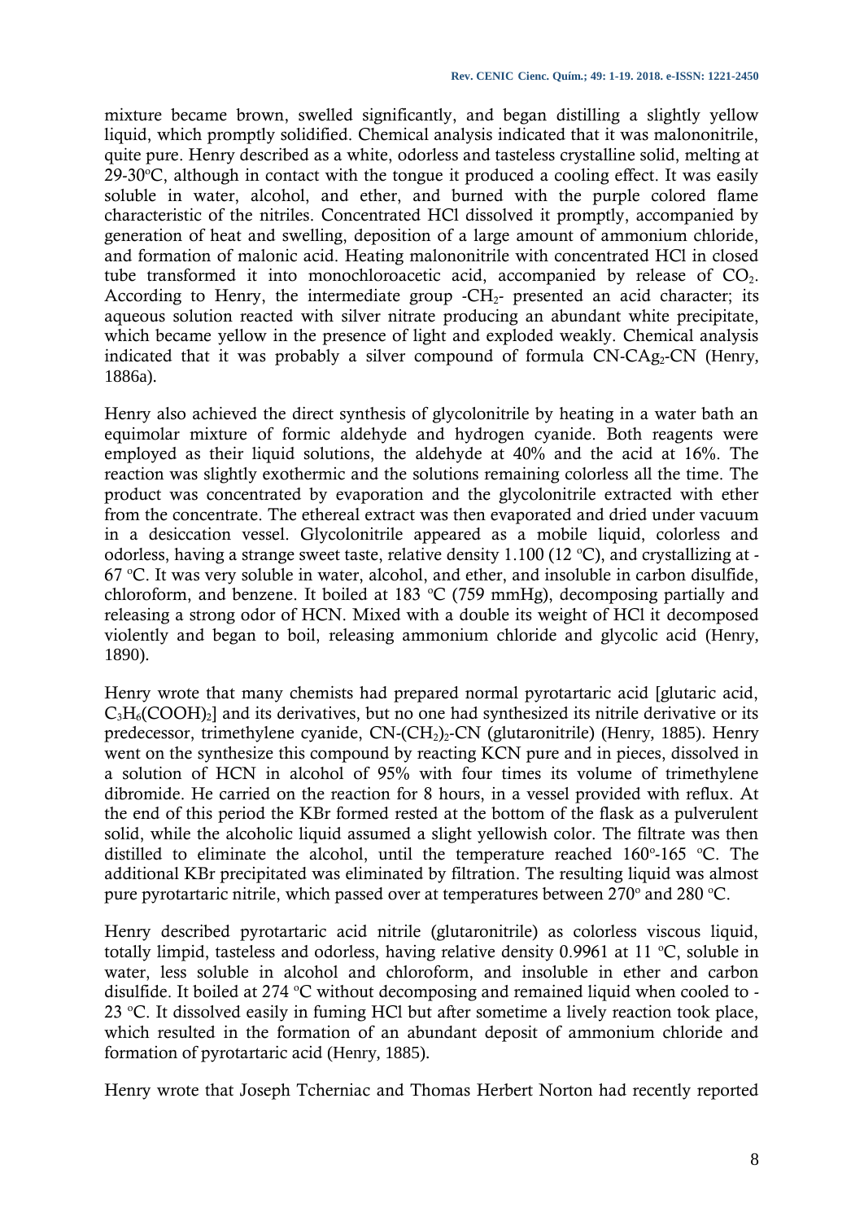mixture became brown, swelled significantly, and began distilling a slightly yellow liquid, which promptly solidified. Chemical analysis indicated that it was malononitrile, quite pure. Henry described as a white, odorless and tasteless crystalline solid, melting at 29-30°C, although in contact with the tongue it produced a cooling effect. It was easily soluble in water, alcohol, and ether, and burned with the purple colored flame characteristic of the nitriles. Concentrated HCl dissolved it promptly, accompanied by generation of heat and swelling, deposition of a large amount of ammonium chloride, and formation of malonic acid. Heating malononitrile with concentrated HCl in closed tube transformed it into monochloroacetic acid, accompanied by release of $CO_2$. According to Henry, the intermediate group $-CH_2-$ presented an acid character; its aqueous solution reacted with silver nitrate producing an abundant white precipitate, which became yellow in the presence of light and exploded weakly. Chemical analysis indicated that it was probably a silver compound of formula $CN-CAg_2-CN$ (Henry, 1886a).

Henry also achieved the direct synthesis of glycolonitrile by heating in a water bath an equimolar mixture of formic aldehyde and hydrogen cyanide. Both reagents were employed as their liquid solutions, the aldehyde at 40% and the acid at 16%. The reaction was slightly exothermic and the solutions remaining colorless all the time. The product was concentrated by evaporation and the glycolonitrile extracted with ether from the concentrate. The ethereal extract was then evaporated and dried under vacuum in a desiccation vessel. Glycolonitrile appeared as a mobile liquid, colorless and odorless, having a strange sweet taste, relative density 1.100 (12 °C), and crystallizing at -67 °C. It was very soluble in water, alcohol, and ether, and insoluble in carbon disulfide, chloroform, and benzene. It boiled at 183 °C (759 mmHg), decomposing partially and releasing a strong odor of HCN. Mixed with a double its weight of HCl it decomposed violently and began to boil, releasing ammonium chloride and glycolic acid (Henry, 1890).

Henry wrote that many chemists had prepared normal pyrotartaric acid [glutaric acid, $C_3H_6(COOH)_2$] and its derivatives, but no one had synthesized its nitrile derivative or its predecessor, trimethylene cyanide, $CN-(CH_2)_3-CN$ (glutaronitrile) (Henry, 1885). Henry went on the synthesize this compound by reacting KCN pure and in pieces, dissolved in a solution of HCN in alcohol of 95% with four times its volume of trimethylene dibromide. He carried on the reaction for 8 hours, in a vessel provided with reflux. At the end of this period the KBr formed rested at the bottom of the flask as a pulverulent solid, while the alcoholic liquid assumed a slight yellowish color. The filtrate was then distilled to eliminate the alcohol, until the temperature reached 160°-165 °C. The additional KBr precipitated was eliminated by filtration. The resulting liquid was almost pure pyrotartaric nitrile, which passed over at temperatures between 270° and 280 °C.

Henry described pyrotartaric acid nitrile (glutaronitrile) as colorless viscous liquid, totally limpid, tasteless and odorless, having relative density 0.9961 at 11 °C, soluble in water, less soluble in alcohol and chloroform, and insoluble in ether and carbon disulfide. It boiled at 274 °C without decomposing and remained liquid when cooled to -23 °C. It dissolved easily in fuming HCl but after sometime a lively reaction took place, which resulted in the formation of an abundant deposit of ammonium chloride and formation of pyrotartaric acid (Henry, 1885).

Henry wrote that Joseph Tcherniac and Thomas Herbert Norton had recently reported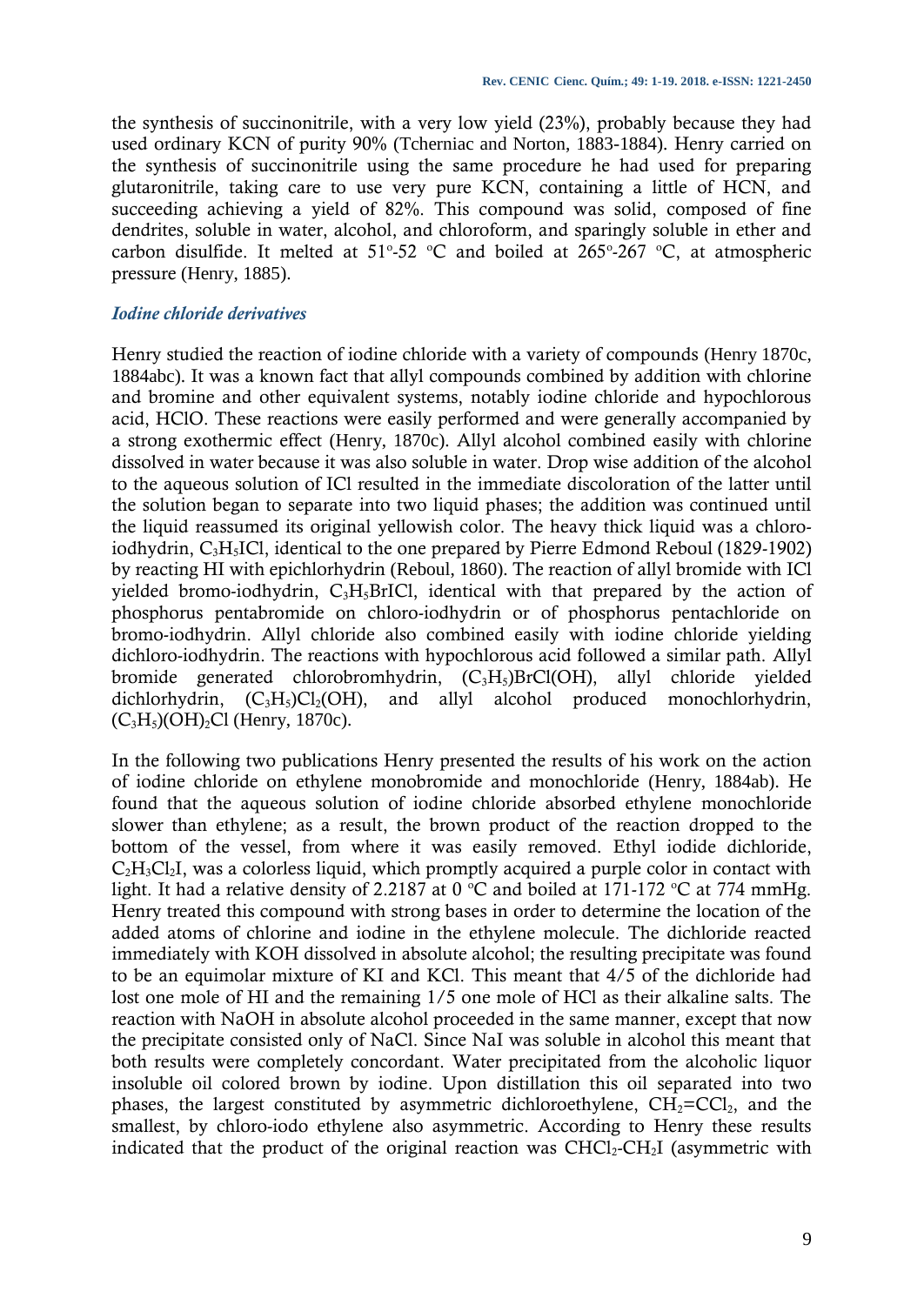the synthesis of succinonitrile, with a very low yield (23%), probably because they had used ordinary KCN of purity 90% (Tcherniac and Norton, 1883-1884). Henry carried on the synthesis of succinonitrile using the same procedure he had used for preparing glutaronitrile, taking care to use very pure KCN, containing a little of HCN, and succeeding achieving a yield of 82%. This compound was solid, composed of fine dendrites, soluble in water, alcohol, and chloroform, and sparingly soluble in ether and carbon disulfide. It melted at 51°-52 °C and boiled at 265°-267 °C, at atmospheric pressure (Henry, 1885).

### *Iodine chloride derivatives*

Henry studied the reaction of iodine chloride with a variety of compounds (Henry 1870c, 1884abc). It was a known fact that allyl compounds combined by addition with chlorine and bromine and other equivalent systems, notably iodine chloride and hypochlorous acid, HClO. These reactions were easily performed and were generally accompanied by a strong exothermic effect (Henry, 1870c). Allyl alcohol combined easily with chlorine dissolved in water because it was also soluble in water. Drop wise addition of the alcohol to the aqueous solution of ICl resulted in the immediate discoloration of the latter until the solution began to separate into two liquid phases; the addition was continued until the liquid reassumed its original yellowish color. The heavy thick liquid was a chloro-iodhydrin, $C_3H_5ICl$, identical to the one prepared by Pierre Edmond Reboul (1829-1902) by reacting HI with epichlorhydrin (Reboul, 1860). The reaction of allyl bromide with ICl yielded bromo-iodhydrin, $C_3H_5BrICl$, identical with that prepared by the action of phosphorus pentabromide on chloro-iodhydrin or of phosphorus pentachloride on bromo-iodhydrin. Allyl chloride also combined easily with iodine chloride yielding dichloro-iodhydrin. The reactions with hypochlorous acid followed a similar path. Allyl bromide generated chlorobromhydrin, $(C_3H_5)BrCl(OH)$, allyl chloride yielded dichlorhydrin, $(C_3H_5)Cl_2(OH)$, and allyl alcohol produced monochlorhydrin, $(C_3H_5)(OH)_2Cl$ (Henry, 1870c).

In the following two publications Henry presented the results of his work on the action of iodine chloride on ethylene monobromide and monochloride (Henry, 1884ab). He found that the aqueous solution of iodine chloride absorbed ethylene monochloride slower than ethylene; as a result, the brown product of the reaction dropped to the bottom of the vessel, from where it was easily removed. Ethyl iodide dichloride, $C_2H_3Cl_2I$, was a colorless liquid, which promptly acquired a purple color in contact with light. It had a relative density of 2.2187 at 0 °C and boiled at 171-172 °C at 774 mmHg. Henry treated this compound with strong bases in order to determine the location of the added atoms of chlorine and iodine in the ethylene molecule. The dichloride reacted immediately with KOH dissolved in absolute alcohol; the resulting precipitate was found to be an equimolar mixture of KI and KCl. This meant that 4/5 of the dichloride had lost one mole of HI and the remaining 1/5 one mole of HCl as their alkaline salts. The reaction with NaOH in absolute alcohol proceeded in the same manner, except that now the precipitate consisted only of NaCl. Since NaI was soluble in alcohol this meant that both results were completely concordant. Water precipitated from the alcoholic liquor insoluble oil colored brown by iodine. Upon distillation this oil separated into two phases, the largest constituted by asymmetric dichloroethylene, $CH_2{=}CCl_2$, and the smallest, by chloro-iodo ethylene also asymmetric. According to Henry these results indicated that the product of the original reaction was $CHCl_2$-$CH_2I$ (asymmetric with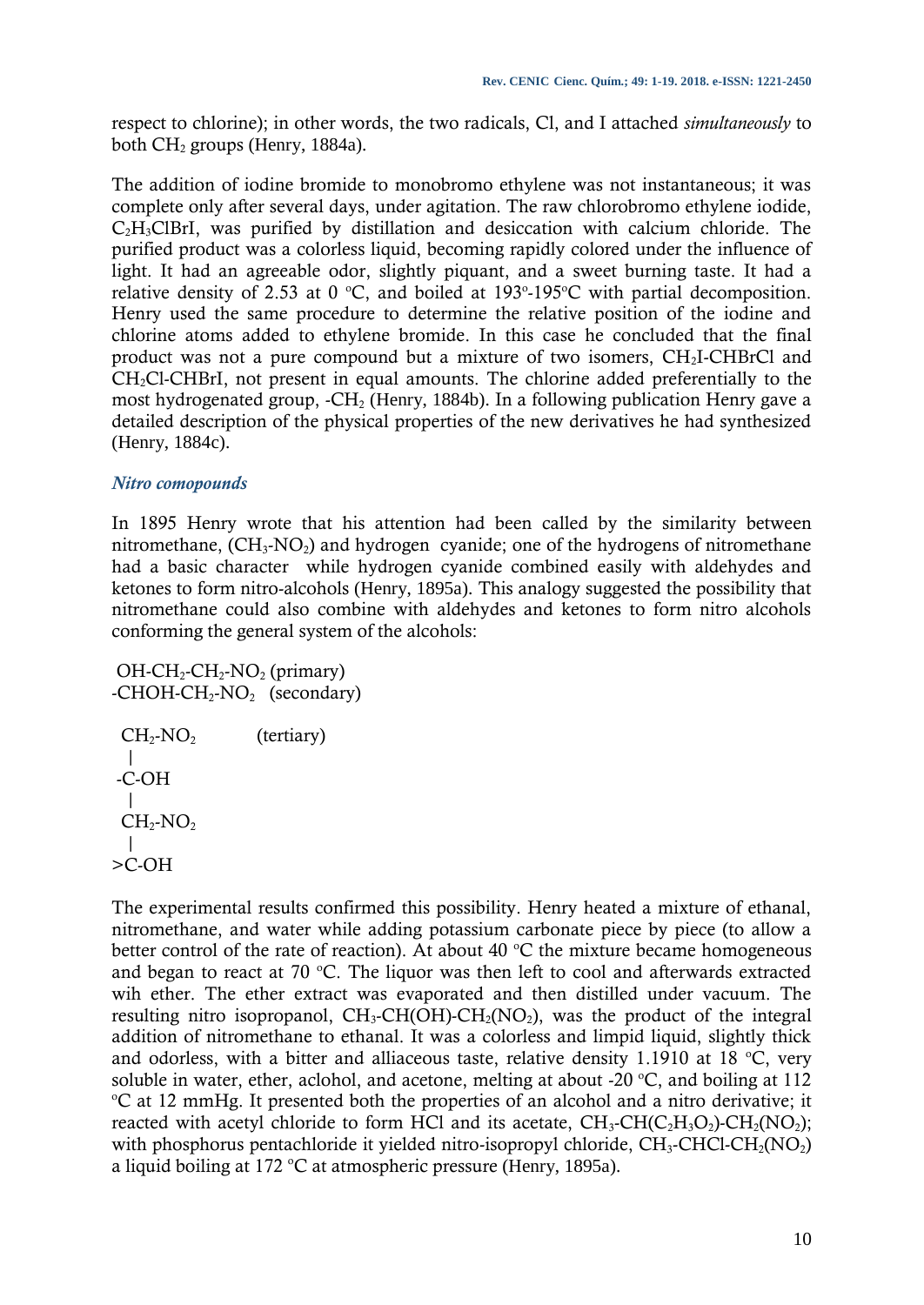respect to chlorine); in other words, the two radicals, Cl, and I attached *simultaneously* to both $CH_2$ groups (Henry, 1884a).

The addition of iodine bromide to monobromo ethylene was not instantaneous; it was complete only after several days, under agitation. The raw chlorobromo ethylene iodide, $C_2H_3ClBrI$, was purified by distillation and desiccation with calcium chloride. The purified product was a colorless liquid, becoming rapidly colored under the influence of light. It had an agreeable odor, slightly piquant, and a sweet burning taste. It had a relative density of 2.53 at 0 ºC, and boiled at 193º-195ºC with partial decomposition. Henry used the same procedure to determine the relative position of the iodine and chlorine atoms added to ethylene bromide. In this case he concluded that the final product was not a pure compound but a mixture of two isomers, $CH_2I$-CHBrCl and $CH_2Cl$-CHBrI, not present in equal amounts. The chlorine added preferentially to the most hydrogenated group, -$CH_2$ (Henry, 1884b). In a following publication Henry gave a detailed description of the physical properties of the new derivatives he had synthesized (Henry, 1884c).

### *Nitro comopounds*

In 1895 Henry wrote that his attention had been called by the similarity between nitromethane, ($CH_3$-$NO_2$) and hydrogen cyanide; one of the hydrogens of nitromethane had a basic character while hydrogen cyanide combined easily with aldehydes and ketones to form nitro-alcohols (Henry, 1895a). This analogy suggested the possibility that nitromethane could also combine with aldehydes and ketones to form nitro alcohols conforming the general system of the alcohols:

```
 OH-CH2-CH2-NO2 (primary)
-CHOH-CH2-NO2   (secondary)

 CH2-NO2        (tertiary)
  |
 -C-OH
  |
 CH2-NO2
  |
>C-OH
```

The experimental results confirmed this possibility. Henry heated a mixture of ethanal, nitromethane, and water while adding potassium carbonate piece by piece (to allow a better control of the rate of reaction). At about 40 ºC the mixture became homogeneous and began to react at 70 ºC. The liquor was then left to cool and afterwards extracted wih ether. The ether extract was evaporated and then distilled under vacuum. The resulting nitro isopropanol, $CH_3$-CH(OH)-$CH_2(NO_2)$, was the product of the integral addition of nitromethane to ethanal. It was a colorless and limpid liquid, slightly thick and odorless, with a bitter and alliaceous taste, relative density 1.1910 at 18 ºC, very soluble in water, ether, aclohol, and acetone, melting at about -20 ºC, and boiling at 112 ºC at 12 mmHg. It presented both the properties of an alcohol and a nitro derivative; it reacted with acetyl chloride to form HCl and its acetate, $CH_3$-$CH(C_2H_3O_2)$-$CH_2(NO_2)$; with phosphorus pentachloride it yielded nitro-isopropyl chloride, $CH_3$-CHCl-$CH_2(NO_2)$ a liquid boiling at 172 ºC at atmospheric pressure (Henry, 1895a).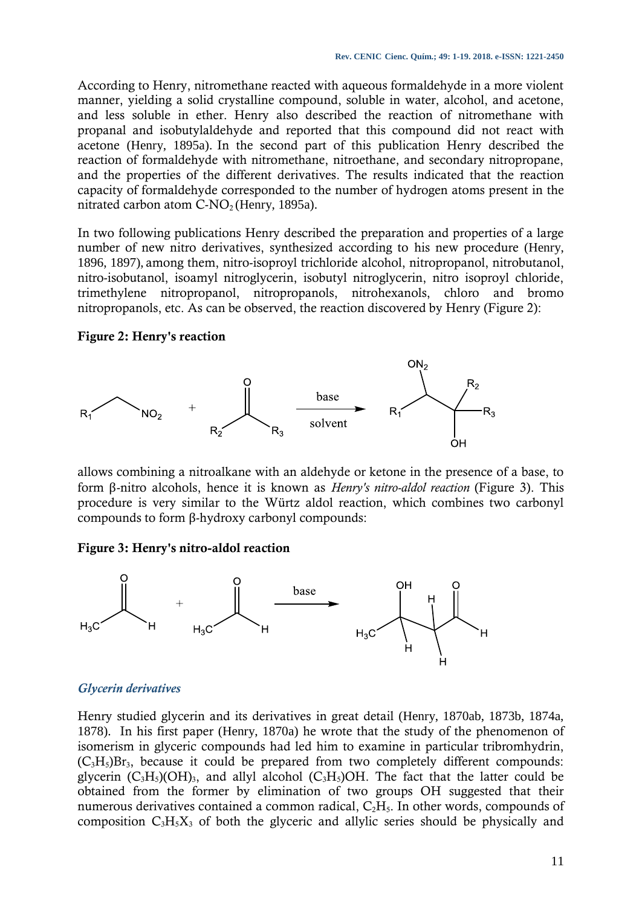According to Henry, nitromethane reacted with aqueous formaldehyde in a more violent manner, yielding a solid crystalline compound, soluble in water, alcohol, and acetone, and less soluble in ether. Henry also described the reaction of nitromethane with propanal and isobutylaldehyde and reported that this compound did not react with acetone (Henry, 1895a). In the second part of this publication Henry described the reaction of formaldehyde with nitromethane, nitroethane, and secondary nitropropane, and the properties of the different derivatives. The results indicated that the reaction capacity of formaldehyde corresponded to the number of hydrogen atoms present in the nitrated carbon atom $C\text{-}NO_2$ (Henry, 1895a).

In two following publications Henry described the preparation and properties of a large number of new nitro derivatives, synthesized according to his new procedure (Henry, 1896, 1897), among them, nitro-isoproyl trichloride alcohol, nitropropanol, nitrobutanol, nitro-isobutanol, isoamyl nitroglycerin, isobutyl nitroglycerin, nitro isoproyl chloride, trimethylene nitropropanol, nitropropanols, nitrohexanols, chloro and bromo nitropropanols, etc. As can be observed, the reaction discovered by Henry (Figure 2):

**Figure 2: Henry's reaction**

allows combining a nitroalkane with an aldehyde or ketone in the presence of a base, to form β-nitro alcohols, hence it is known as *Henry's nitro-aldol reaction* (Figure 3). This procedure is very similar to the Würtz aldol reaction, which combines two carbonyl compounds to form β-hydroxy carbonyl compounds:

**Figure 3: Henry's nitro-aldol reaction**

### *Glycerin derivatives*

Henry studied glycerin and its derivatives in great detail (Henry, 1870ab, 1873b, 1874a, 1878). In his first paper (Henry, 1870a) he wrote that the study of the phenomenon of isomerism in glyceric compounds had led him to examine in particular tribromhydrin, $(C_3H_5)Br_3$, because it could be prepared from two completely different compounds: glycerin $(C_3H_5)(OH)_3$, and allyl alcohol $(C_3H_5)OH$. The fact that the latter could be obtained from the former by elimination of two groups OH suggested that their numerous derivatives contained a common radical, $C_2H_5$. In other words, compounds of composition $C_3H_5X_3$ of both the glyceric and allylic series should be physically and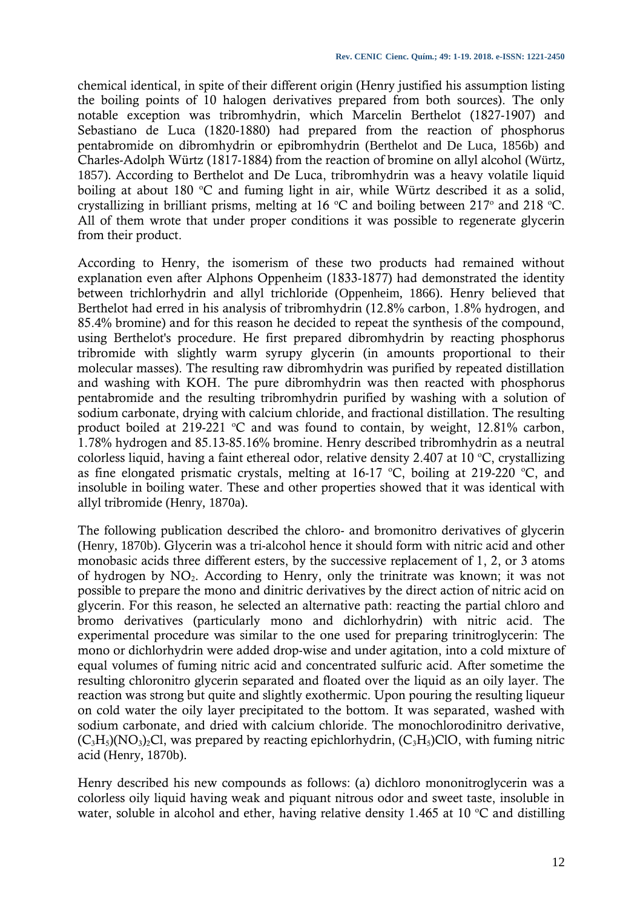chemical identical, in spite of their different origin (Henry justified his assumption listing the boiling points of 10 halogen derivatives prepared from both sources). The only notable exception was tribromhydrin, which Marcelin Berthelot (1827-1907) and Sebastiano de Luca (1820-1880) had prepared from the reaction of phosphorus pentabromide on dibromhydrin or epibromhydrin (Berthelot and De Luca, 1856b) and Charles-Adolph Würtz (1817-1884) from the reaction of bromine on allyl alcohol (Würtz, 1857). According to Berthelot and De Luca, tribromhydrin was a heavy volatile liquid boiling at about 180 ºC and fuming light in air, while Würtz described it as a solid, crystallizing in brilliant prisms, melting at 16 ºC and boiling between 217º and 218 ºC. All of them wrote that under proper conditions it was possible to regenerate glycerin from their product.

According to Henry, the isomerism of these two products had remained without explanation even after Alphons Oppenheim (1833-1877) had demonstrated the identity between trichlorhydrin and allyl trichloride (Oppenheim, 1866). Henry believed that Berthelot had erred in his analysis of tribromhydrin (12.8% carbon, 1.8% hydrogen, and 85.4% bromine) and for this reason he decided to repeat the synthesis of the compound, using Berthelot's procedure. He first prepared dibromhydrin by reacting phosphorus tribromide with slightly warm syrupy glycerin (in amounts proportional to their molecular masses). The resulting raw dibromhydrin was purified by repeated distillation and washing with KOH. The pure dibromhydrin was then reacted with phosphorus pentabromide and the resulting tribromhydrin purified by washing with a solution of sodium carbonate, drying with calcium chloride, and fractional distillation. The resulting product boiled at 219-221 ºC and was found to contain, by weight, 12.81% carbon, 1.78% hydrogen and 85.13-85.16% bromine. Henry described tribromhydrin as a neutral colorless liquid, having a faint ethereal odor, relative density 2.407 at 10 ºC, crystallizing as fine elongated prismatic crystals, melting at 16-17 ºC, boiling at 219-220 ºC, and insoluble in boiling water. These and other properties showed that it was identical with allyl tribromide (Henry, 1870a).

The following publication described the chloro- and bromonitro derivatives of glycerin (Henry, 1870b). Glycerin was a tri-alcohol hence it should form with nitric acid and other monobasic acids three different esters, by the successive replacement of 1, 2, or 3 atoms of hydrogen by $NO_2$. According to Henry, only the trinitrate was known; it was not possible to prepare the mono and dinitric derivatives by the direct action of nitric acid on glycerin. For this reason, he selected an alternative path: reacting the partial chloro and bromo derivatives (particularly mono and dichlorhydrin) with nitric acid. The experimental procedure was similar to the one used for preparing trinitroglycerin: The mono or dichlorhydrin were added drop-wise and under agitation, into a cold mixture of equal volumes of fuming nitric acid and concentrated sulfuric acid. After sometime the resulting chloronitro glycerin separated and floated over the liquid as an oily layer. The reaction was strong but quite and slightly exothermic. Upon pouring the resulting liqueur on cold water the oily layer precipitated to the bottom. It was separated, washed with sodium carbonate, and dried with calcium chloride. The monochlorodinitro derivative, $(C_3H_5)(NO_3)_2Cl$, was prepared by reacting epichlorhydrin, $(C_3H_5)ClO$, with fuming nitric acid (Henry, 1870b).

Henry described his new compounds as follows: (a) dichloro mononitroglycerin was a colorless oily liquid having weak and piquant nitrous odor and sweet taste, insoluble in water, soluble in alcohol and ether, having relative density 1.465 at 10 ºC and distilling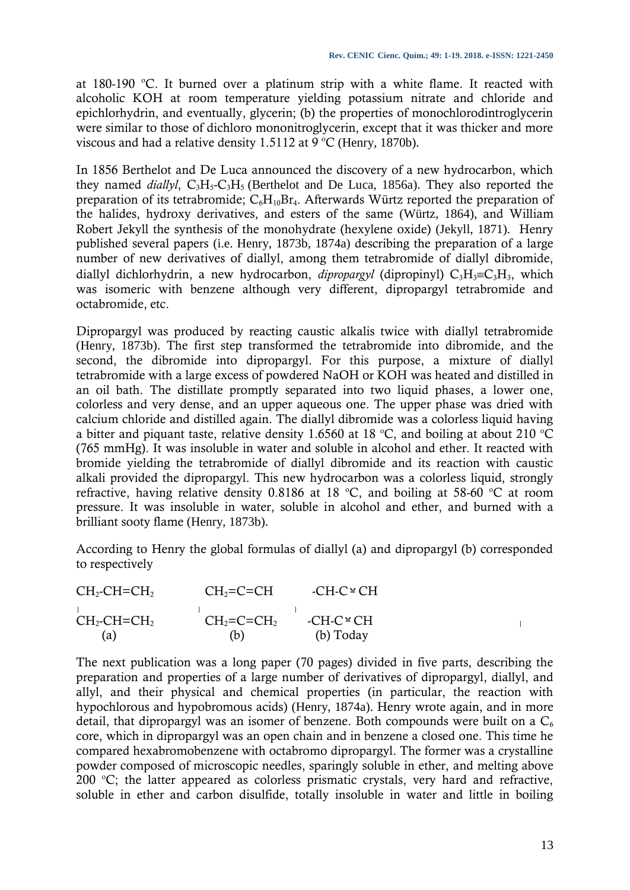at 180-190 ºC. It burned over a platinum strip with a white flame. It reacted with alcoholic KOH at room temperature yielding potassium nitrate and chloride and epichlorhydrin, and eventually, glycerin; (b) the properties of monochlorodintroglycerin were similar to those of dichloro mononitroglycerin, except that it was thicker and more viscous and had a relative density 1.5112 at 9 ºC (Henry, 1870b).

In 1856 Berthelot and De Luca announced the discovery of a new hydrocarbon, which they named *diallyl*, $C_3H_5$-$C_3H_5$ (Berthelot and De Luca, 1856a). They also reported the preparation of its tetrabromide; $C_6H_{10}Br_4$. Afterwards Würtz reported the preparation of the halides, hydroxy derivatives, and esters of the same (Würtz, 1864), and William Robert Jekyll the synthesis of the monohydrate (hexylene oxide) (Jekyll, 1871). Henry published several papers (i.e. Henry, 1873b, 1874a) describing the preparation of a large number of new derivatives of diallyl, among them tetrabromide of diallyl dibromide, diallyl dichlorhydrin, a new hydrocarbon, *dipropargyl* (dipropinyl) $C_3H_3$=$C_3H_3$, which was isomeric with benzene although very different, dipropargyl tetrabromide and octabromide, etc.

Dipropargyl was produced by reacting caustic alkalis twice with diallyl tetrabromide (Henry, 1873b). The first step transformed the tetrabromide into dibromide, and the second, the dibromide into dipropargyl. For this purpose, a mixture of diallyl tetrabromide with a large excess of powdered NaOH or KOH was heated and distilled in an oil bath. The distillate promptly separated into two liquid phases, a lower one, colorless and very dense, and an upper aqueous one. The upper phase was dried with calcium chloride and distilled again. The diallyl dibromide was a colorless liquid having a bitter and piquant taste, relative density 1.6560 at 18 ºC, and boiling at about 210 ºC (765 mmHg). It was insoluble in water and soluble in alcohol and ether. It reacted with bromide yielding the tetrabromide of diallyl dibromide and its reaction with caustic alkali provided the dipropargyl. This new hydrocarbon was a colorless liquid, strongly refractive, having relative density 0.8186 at 18 ºC, and boiling at 58-60 ºC at room pressure. It was insoluble in water, soluble in alcohol and ether, and burned with a brilliant sooty flame (Henry, 1873b).

According to Henry the global formulas of diallyl (a) and dipropargyl (b) corresponded to respectively

| $CH_2$-CH=$CH_2$ | $CH_2$=C=CH | -CH-C≡CH |
|---|---|---|
| \| | \| | \| |
| $CH_2$-CH=$CH_2$ | $CH_2$=C=$CH_2$ | -CH-C≡CH |
| (a) | (b) | (b) Today |

The next publication was a long paper (70 pages) divided in five parts, describing the preparation and properties of a large number of derivatives of dipropargyl, diallyl, and allyl, and their physical and chemical properties (in particular, the reaction with hypochlorous and hypobromous acids) (Henry, 1874a). Henry wrote again, and in more detail, that dipropargyl was an isomer of benzene. Both compounds were built on a $C_6$ core, which in dipropargyl was an open chain and in benzene a closed one. This time he compared hexabromobenzene with octabromo dipropargyl. The former was a crystalline powder composed of microscopic needles, sparingly soluble in ether, and melting above 200 ºC; the latter appeared as colorless prismatic crystals, very hard and refractive, soluble in ether and carbon disulfide, totally insoluble in water and little in boiling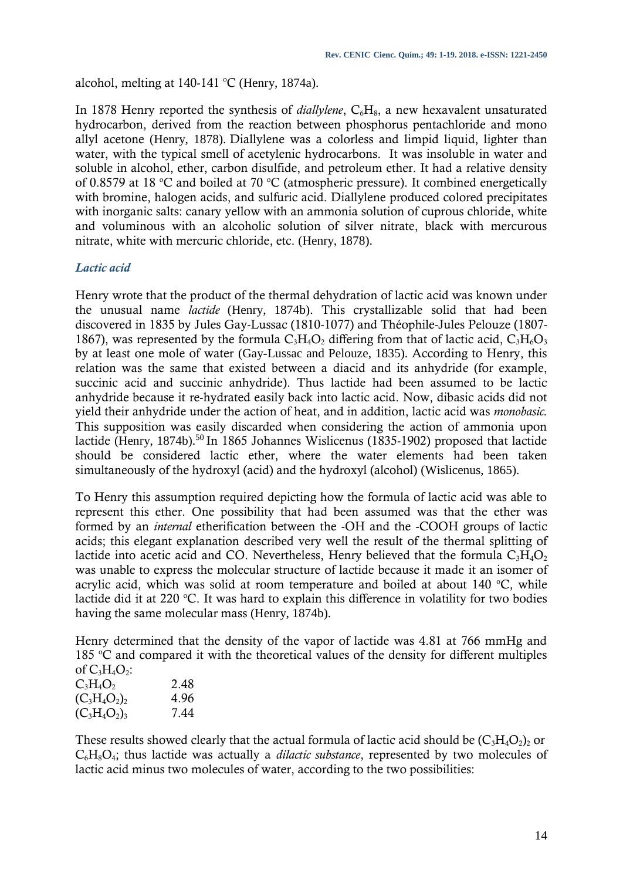alcohol, melting at 140-141 °C (Henry, 1874a).

In 1878 Henry reported the synthesis of *diallylene*, $C_6H_8$, a new hexavalent unsaturated hydrocarbon, derived from the reaction between phosphorus pentachloride and mono allyl acetone (Henry, 1878). Diallylene was a colorless and limpid liquid, lighter than water, with the typical smell of acetylenic hydrocarbons. It was insoluble in water and soluble in alcohol, ether, carbon disulfide, and petroleum ether. It had a relative density of 0.8579 at 18 °C and boiled at 70 °C (atmospheric pressure). It combined energetically with bromine, halogen acids, and sulfuric acid. Diallylene produced colored precipitates with inorganic salts: canary yellow with an ammonia solution of cuprous chloride, white and voluminous with an alcoholic solution of silver nitrate, black with mercurous nitrate, white with mercuric chloride, etc. (Henry, 1878).

### *Lactic acid*

Henry wrote that the product of the thermal dehydration of lactic acid was known under the unusual name *lactide* (Henry, 1874b). This crystallizable solid that had been discovered in 1835 by Jules Gay-Lussac (1810-1077) and Théophile-Jules Pelouze (1807-1867), was represented by the formula $C_3H_4O_2$ differing from that of lactic acid, $C_3H_6O_3$ by at least one mole of water (Gay-Lussac and Pelouze, 1835). According to Henry, this relation was the same that existed between a diacid and its anhydride (for example, succinic acid and succinic anhydride). Thus lactide had been assumed to be lactic anhydride because it re-hydrated easily back into lactic acid. Now, dibasic acids did not yield their anhydride under the action of heat, and in addition, lactic acid was *monobasic.* This supposition was easily discarded when considering the action of ammonia upon lactide (Henry, 1874b).[50] In 1865 Johannes Wislicenus (1835-1902) proposed that lactide should be considered lactic ether, where the water elements had been taken simultaneously of the hydroxyl (acid) and the hydroxyl (alcohol) (Wislicenus, 1865).

To Henry this assumption required depicting how the formula of lactic acid was able to represent this ether. One possibility that had been assumed was that the ether was formed by an *internal* etherification between the -OH and the -COOH groups of lactic acids; this elegant explanation described very well the result of the thermal splitting of lactide into acetic acid and CO. Nevertheless, Henry believed that the formula $C_3H_4O_2$ was unable to express the molecular structure of lactide because it made it an isomer of acrylic acid, which was solid at room temperature and boiled at about 140 °C, while lactide did it at 220 °C. It was hard to explain this difference in volatility for two bodies having the same molecular mass (Henry, 1874b).

Henry determined that the density of the vapor of lactide was 4.81 at 766 mmHg and 185 °C and compared it with the theoretical values of the density for different multiples of $C_3H_4O_2$:

| | |
|---|---|
| $C_3H_4O_2$ | 2.48 |
| $(C_3H_4O_2)_2$ | 4.96 |
| $(C_3H_4O_2)_3$ | 7.44 |

These results showed clearly that the actual formula of lactic acid should be $(C_3H_4O_2)_2$ or $C_6H_8O_4$; thus lactide was actually a *dilactic substance*, represented by two molecules of lactic acid minus two molecules of water, according to the two possibilities: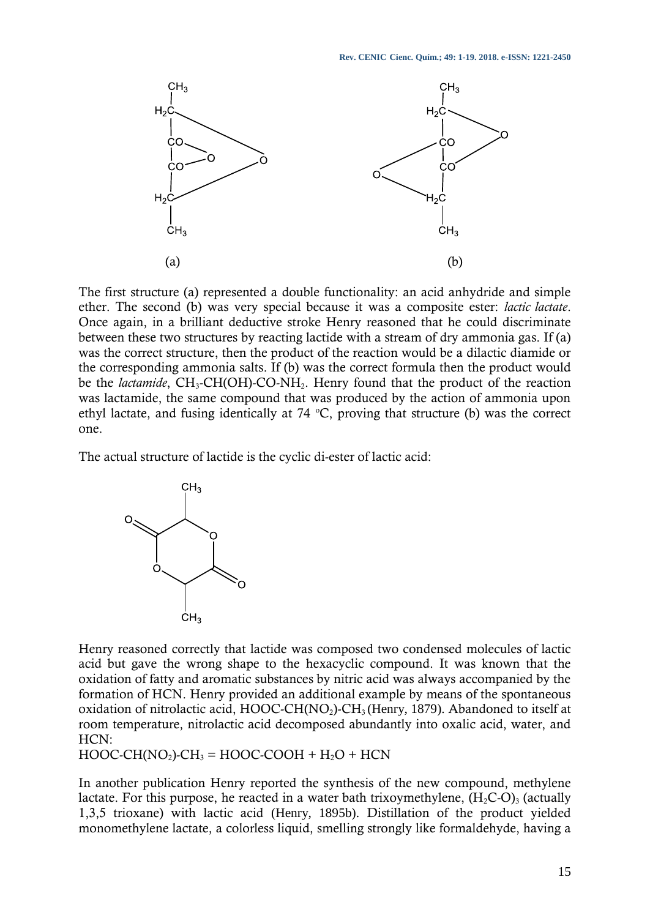(a)

(b)

The first structure (a) represented a double functionality: an acid anhydride and simple ether. The second (b) was very special because it was a composite ester: *lactic lactate*. Once again, in a brilliant deductive stroke Henry reasoned that he could discriminate between these two structures by reacting lactide with a stream of dry ammonia gas. If (a) was the correct structure, then the product of the reaction would be a dilactic diamide or the corresponding ammonia salts. If (b) was the correct formula then the product would be the *lactamide*, $CH_3$-CH(OH)-CO-$NH_2$. Henry found that the product of the reaction was lactamide, the same compound that was produced by the action of ammonia upon ethyl lactate, and fusing identically at 74 °C, proving that structure (b) was the correct one.

The actual structure of lactide is the cyclic di-ester of lactic acid:

Henry reasoned correctly that lactide was composed two condensed molecules of lactic acid but gave the wrong shape to the hexacyclic compound. It was known that the oxidation of fatty and aromatic substances by nitric acid was always accompanied by the formation of HCN. Henry provided an additional example by means of the spontaneous oxidation of nitrolactic acid, HOOC-CH($NO_2$)-$CH_3$ (Henry, 1879). Abandoned to itself at room temperature, nitrolactic acid decomposed abundantly into oxalic acid, water, and HCN:

HOOC-CH($NO_2$)-$CH_3$ = HOOC-COOH + $H_2O$ + HCN

In another publication Henry reported the synthesis of the new compound, methylene lactate. For this purpose, he reacted in a water bath trixoymethylene, $(H_2C\text{-}O)_3$ (actually 1,3,5 trioxane) with lactic acid (Henry, 1895b). Distillation of the product yielded monomethylene lactate, a colorless liquid, smelling strongly like formaldehyde, having a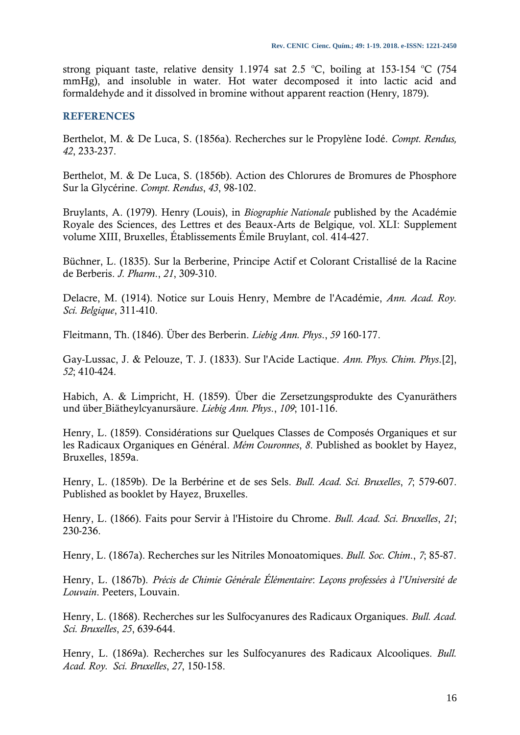strong piquant taste, relative density 1.1974 sat 2.5 ºC, boiling at 153-154 ºC (754 mmHg), and insoluble in water. Hot water decomposed it into lactic acid and formaldehyde and it dissolved in bromine without apparent reaction (Henry, 1879).

## REFERENCES

Berthelot, M. & De Luca, S. (1856a). Recherches sur le Propylène Iodé. *Compt. Rendus, 42*, 233-237.

Berthelot, M. & De Luca, S. (1856b). Action des Chlorures de Bromures de Phosphore Sur la Glycérine. *Compt. Rendus*, *43*, 98-102.

Bruylants, A. (1979). Henry (Louis), in *Biographie Nationale* published by the Académie Royale des Sciences, des Lettres et des Beaux-Arts de Belgique*,* vol. XLI: Supplement volume XIII, Bruxelles, Établissements Émile Bruylant, col. 414-427.

Büchner, L. (1835). Sur la Berberine, Principe Actif et Colorant Cristallisé de la Racine de Berberis. *J. Pharm*., *21*, 309-310.

Delacre, M. (1914). Notice sur Louis Henry, Membre de l'Académie, *Ann. Acad. Roy. Sci. Belgique*, 311-410.

Fleitmann, Th. (1846). Über des Berberin. *Liebig Ann. Phys*., *59* 160-177.

Gay-Lussac, J. & Pelouze, T. J. (1833). Sur l'Acide Lactique. *Ann. Phys. Chim. Phys*.[2], *52*; 410-424.

Habich, A. & Limpricht, H. (1859). Über die Zersetzungsprodukte des Cyanuräthers und über Biätheylcyanursäure. *Liebig Ann. Phys*., *109*; 101-116.

Henry, L. (1859). Considérations sur Quelques Classes de Composés Organiques et sur les Radicaux Organiques en Général. *Mém Couronnes*, *8*. Published as booklet by Hayez, Bruxelles, 1859a.

Henry, L. (1859b). De la Berbérine et de ses Sels. *Bull. Acad. Sci. Bruxelles*, *7*; 579-607. Published as booklet by Hayez, Bruxelles.

Henry, L. (1866). Faits pour Servir à l'Histoire du Chrome. *Bull. Acad. Sci. Bruxelles*, *21*; 230-236.

Henry, L. (1867a). Recherches sur les Nitriles Monoatomiques. *Bull. Soc. Chim*., *7*; 85-87.

Henry, L. (1867b). *Précis de Chimie Générale Élémentaire*: *Leçons professées à l'Université de Louvain*. Peeters, Louvain.

Henry, L. (1868). Recherches sur les Sulfocyanures des Radicaux Organiques. *Bull. Acad. Sci. Bruxelles*, *25*, 639-644.

Henry, L. (1869a). Recherches sur les Sulfocyanures des Radicaux Alcooliques. *Bull. Acad. Roy. Sci. Bruxelles*, *27*, 150-158.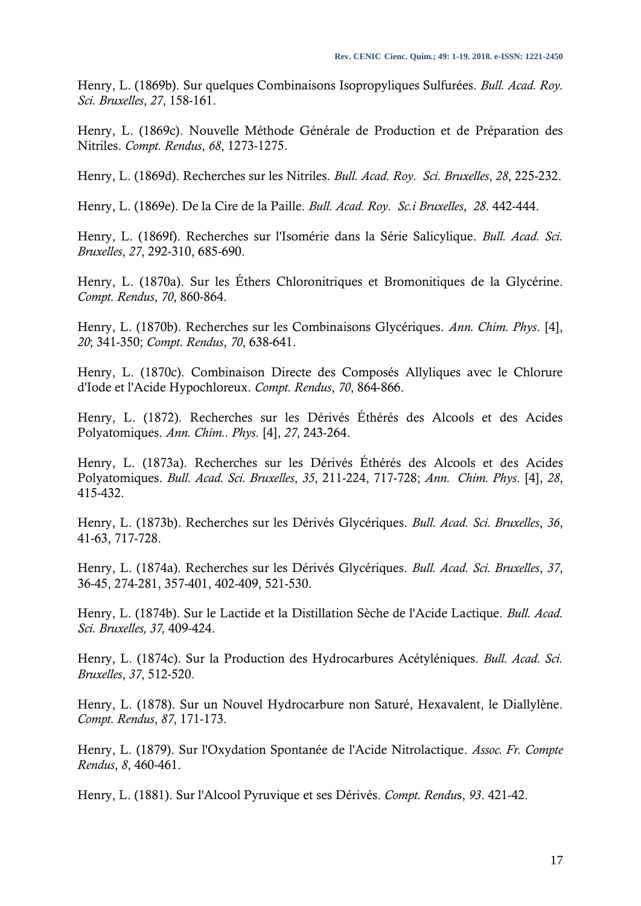Henry, L. (1869b). Sur quelques Combinaisons Isopropyliques Sulfurées. *Bull. Acad. Roy. Sci. Bruxelles*, *27*, 158-161.

Henry, L. (1869c). Nouvelle Méthode Générale de Production et de Préparation des Nitriles. *Compt. Rendus*, *68*, 1273-1275.

Henry, L. (1869d). Recherches sur les Nitriles. *Bull. Acad. Roy. Sci. Bruxelles*, *28*, 225-232.

Henry, L. (1869e). De la Cire de la Paille. *Bull. Acad. Roy. Sc.i Bruxelles*, *28*. 442-444.

Henry, L. (1869f). Recherches sur l'Isomérie dans la Série Salicylique. *Bull. Acad. Sci. Bruxelles*, *27*, 292-310, 685-690.

Henry, L. (1870a). Sur les Éthers Chloronitriques et Bromonitiques de la Glycérine. *Compt. Rendus*, *70*, 860-864.

Henry, L. (1870b). Recherches sur les Combinaisons Glycériques. *Ann. Chim. Phys*. [4], *20*; 341-350; *Compt. Rendus*, *70*, 638-641.

Henry, L. (1870c). Combinaison Directe des Composés Allyliques avec le Chlorure d'Iode et l'Acide Hypochloreux. *Compt. Rendus*, *70*, 864-866.

Henry, L. (1872). Recherches sur les Dérivés Éthérés des Alcools et des Acides Polyatomiques. *Ann. Chim.. Phys*. [4], *27*, 243-264.

Henry, L. (1873a). Recherches sur les Dérivés Éthérés des Alcools et des Acides Polyatomiques. *Bull. Acad. Sci. Bruxelles*, *35*, 211-224, 717-728; *Ann. Chim. Phys*. [4], *28*, 415-432.

Henry, L. (1873b). Recherches sur les Dérivés Glycériques. *Bull. Acad. Sci. Bruxelles*, *36*, 41-63, 717-728.

Henry, L. (1874a). Recherches sur les Dérivés Glycériques. *Bull. Acad. Sci. Bruxelles*, *37*, 36-45, 274-281, 357-401, 402-409, 521-530.

Henry, L. (1874b). Sur le Lactide et la Distillation Sèche de l'Acide Lactique. *Bull. Acad. Sci. Bruxelles, 37,* 409-424.

Henry, L. (1874c). Sur la Production des Hydrocarbures Acétyléniques. *Bull. Acad. Sci. Bruxelles*, *37*, 512-520.

Henry, L. (1878). Sur un Nouvel Hydrocarbure non Saturé, Hexavalent, le Diallylène. *Compt. Rendus*, *87*, 171-173.

Henry, L. (1879). Sur l'Oxydation Spontanée de l'Acide Nitrolactique. *Assoc. Fr. Compte Rendus*, *8*, 460-461.

Henry, L. (1881). Sur l'Alcool Pyruvique et ses Dérivés. *Compt. Rendus*, *93*. 421-42.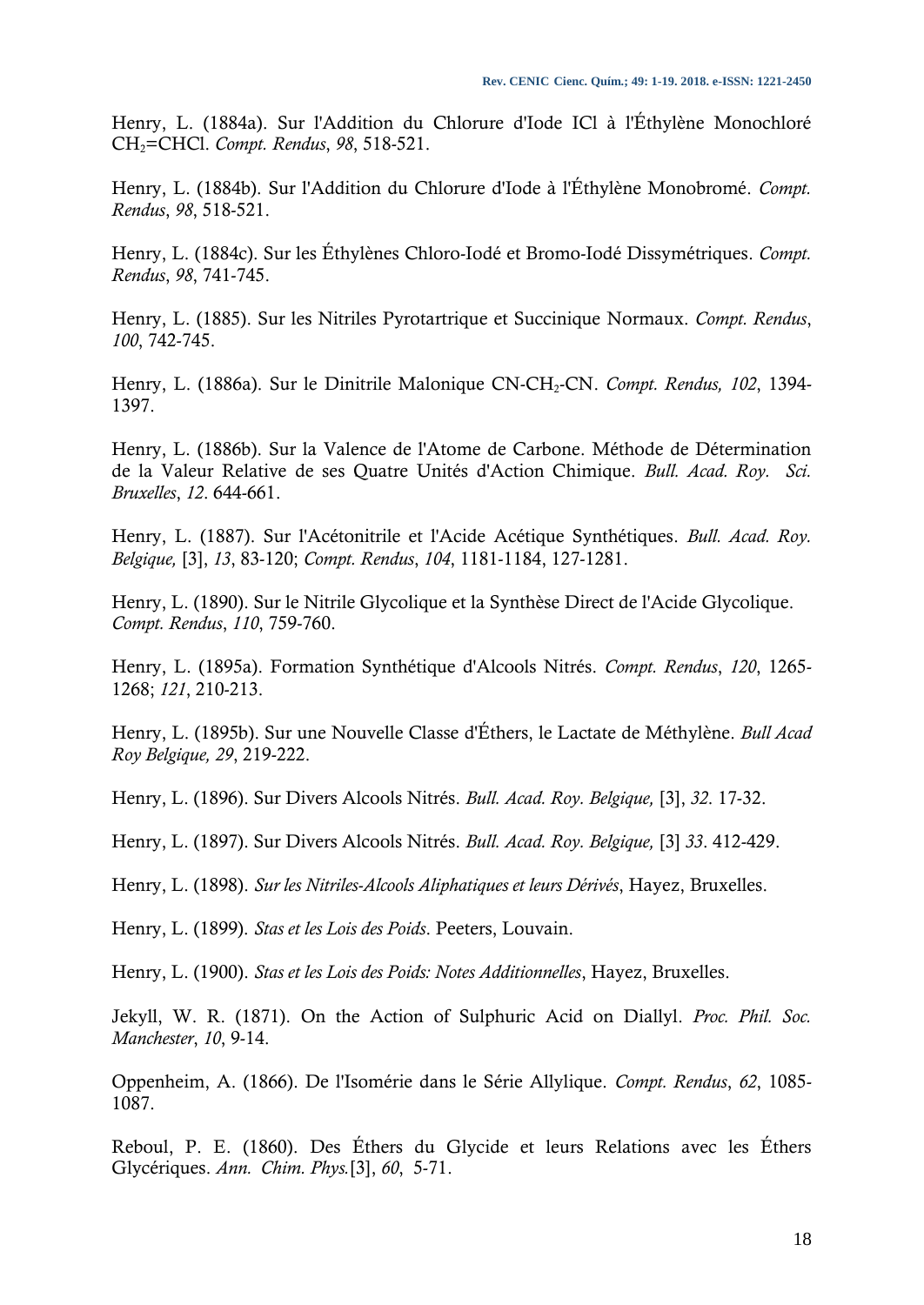Henry, L. (1884a). Sur l'Addition du Chlorure d'Iode ICl à l'Éthylène Monochloré $CH_2$=CHCl. *Compt. Rendus*, *98*, 518-521.

Henry, L. (1884b). Sur l'Addition du Chlorure d'Iode à l'Éthylène Monobromé. *Compt. Rendus*, *98*, 518-521.

Henry, L. (1884c). Sur les Éthylènes Chloro-Iodé et Bromo-Iodé Dissymétriques. *Compt. Rendus*, *98*, 741-745.

Henry, L. (1885). Sur les Nitriles Pyrotartrique et Succinique Normaux. *Compt. Rendus*, *100*, 742-745.

Henry, L. (1886a). Sur le Dinitrile Malonique CN-$CH_2$-CN. *Compt. Rendus, 102*, 1394-1397.

Henry, L. (1886b). Sur la Valence de l'Atome de Carbone. Méthode de Détermination de la Valeur Relative de ses Quatre Unités d'Action Chimique. *Bull. Acad. Roy. Sci. Bruxelles*, *12*. 644-661.

Henry, L. (1887). Sur l'Acétonitrile et l'Acide Acétique Synthétiques. *Bull. Acad. Roy. Belgique,* [3], *13*, 83-120; *Compt. Rendus*, *104*, 1181-1184, 127-1281.

Henry, L. (1890). Sur le Nitrile Glycolique et la Synthèse Direct de l'Acide Glycolique. *Compt. Rendus*, *110*, 759-760.

Henry, L. (1895a). Formation Synthétique d'Alcools Nitrés. *Compt. Rendus*, *120*, 1265-1268; *121*, 210-213.

Henry, L. (1895b). Sur une Nouvelle Classe d'Éthers, le Lactate de Méthylène. *Bull Acad Roy Belgique, 29*, 219-222.

Henry, L. (1896). Sur Divers Alcools Nitrés. *Bull. Acad. Roy. Belgique,* [3], *32*. 17-32.

Henry, L. (1897). Sur Divers Alcools Nitrés. *Bull. Acad. Roy. Belgique,* [3] *33*. 412-429.

Henry, L. (1898). *Sur les Nitriles-Alcools Aliphatiques et leurs Dérivés*, Hayez, Bruxelles.

Henry, L. (1899). *Stas et les Lois des Poids*. Peeters, Louvain.

Henry, L. (1900). *Stas et les Lois des Poids: Notes Additionnelles*, Hayez, Bruxelles.

Jekyll, W. R. (1871). On the Action of Sulphuric Acid on Diallyl. *Proc. Phil. Soc. Manchester*, *10*, 9-14.

Oppenheim, A. (1866). De l'Isomérie dans le Série Allylique. *Compt. Rendus*, *62*, 1085-1087.

Reboul, P. E. (1860). Des Éthers du Glycide et leurs Relations avec les Éthers Glycériques. *Ann. Chim. Phys.*[3], *60*, 5-71.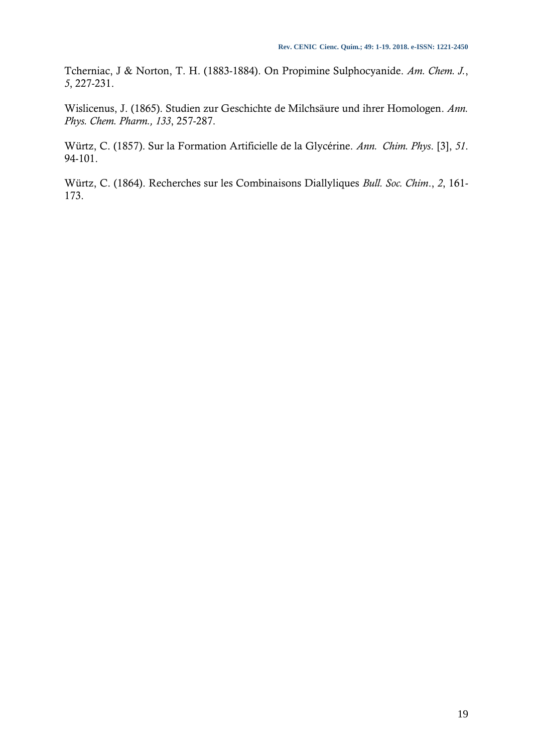Tcherniac, J & Norton, T. H. (1883-1884). On Propimine Sulphocyanide. *Am. Chem. J.*, *5*, 227-231.

Wislicenus, J. (1865). Studien zur Geschichte de Milchsäure und ihrer Homologen. *Ann. Phys. Chem. Pharm., 133*, 257-287.

Würtz, C. (1857). Sur la Formation Artificielle de la Glycérine. *Ann. Chim. Phys*. [3], *51*. 94-101.

Würtz, C. (1864). Recherches sur les Combinaisons Diallyliques *Bull. Soc. Chim*., *2*, 161-173.